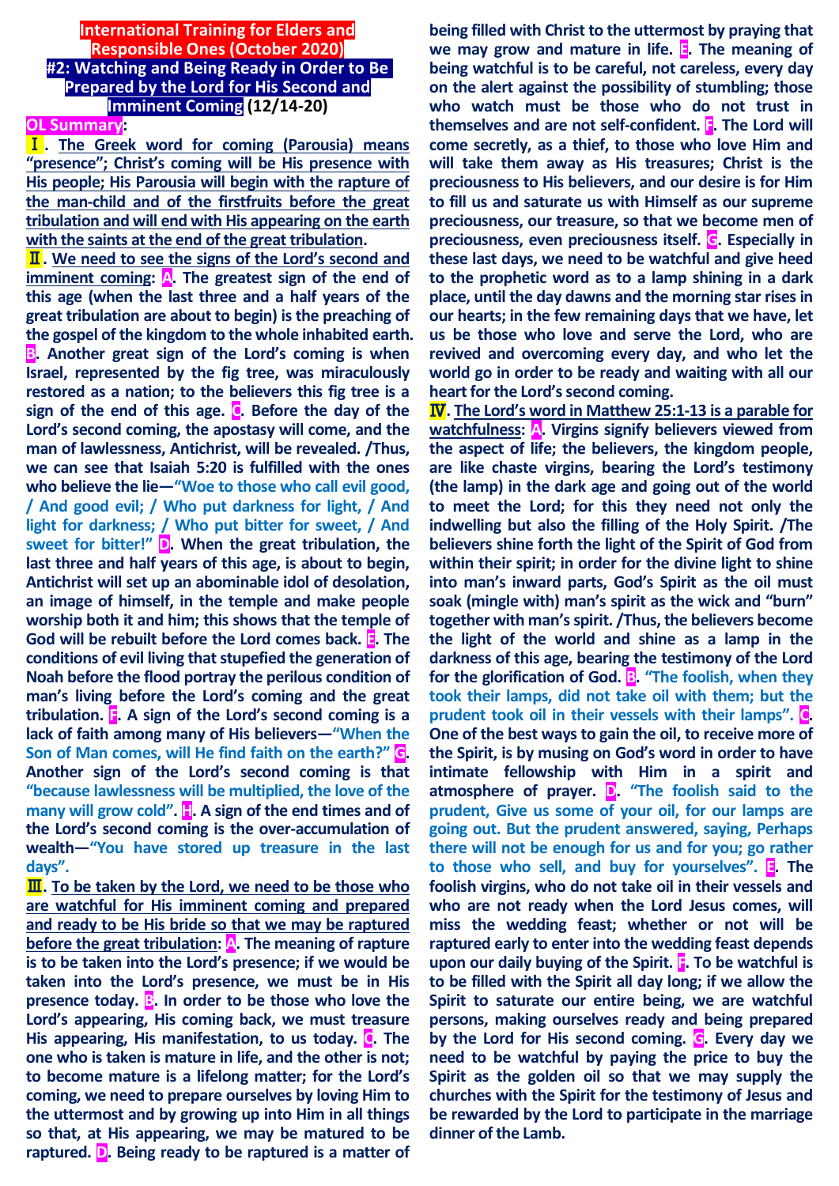# International Training for Elders and Responsible Ones (October 2020)

## #2: Watching and Being Ready in Order to Be Prepared by the Lord for His Second and Imminent Coming (12/14-20)

**OL Summary:**

**Ⅰ. The Greek word for coming (Parousia) means "presence"; Christ's coming will be His presence with His people; His Parousia will begin with the rapture of the man-child and of the firstfruits before the great tribulation and will end with His appearing on the earth with the saints at the end of the great tribulation.**

**Ⅱ. We need to see the signs of the Lord's second and imminent coming: A. The greatest sign of the end of this age (when the last three and a half years of the great tribulation are about to begin) is the preaching of the gospel of the kingdom to the whole inhabited earth. B. Another great sign of the Lord's coming is when Israel, represented by the fig tree, was miraculously restored as a nation; to the believers this fig tree is a sign of the end of this age. C. Before the day of the Lord's second coming, the apostasy will come, and the man of lawlessness, Antichrist, will be revealed. /Thus, we can see that Isaiah 5:20 is fulfilled with the ones who believe the lie—"Woe to those who call evil good, / And good evil; / Who put darkness for light, / And light for darkness; / Who put bitter for sweet, / And sweet for bitter!" D. When the great tribulation, the last three and half years of this age, is about to begin, Antichrist will set up an abominable idol of desolation, an image of himself, in the temple and make people worship both it and him; this shows that the temple of God will be rebuilt before the Lord comes back. E. The conditions of evil living that stupefied the generation of Noah before the flood portray the perilous condition of man's living before the Lord's coming and the great tribulation. F. A sign of the Lord's second coming is a lack of faith among many of His believers—"When the Son of Man comes, will He find faith on the earth?" G. Another sign of the Lord's second coming is that "because lawlessness will be multiplied, the love of the many will grow cold". H. A sign of the end times and of the Lord's second coming is the over-accumulation of wealth—"You have stored up treasure in the last days".**

**Ⅲ. To be taken by the Lord, we need to be those who are watchful for His imminent coming and prepared and ready to be His bride so that we may be raptured before the great tribulation: A. The meaning of rapture is to be taken into the Lord's presence; if we would be taken into the Lord's presence, we must be in His presence today. B. In order to be those who love the Lord's appearing, His coming back, we must treasure His appearing, His manifestation, to us today. C. The one who is taken is mature in life, and the other is not; to become mature is a lifelong matter; for the Lord's coming, we need to prepare ourselves by loving Him to the uttermost and by growing up into Him in all things so that, at His appearing, we may be matured to be raptured. D. Being ready to be raptured is a matter of being filled with Christ to the uttermost by praying that we may grow and mature in life. E. The meaning of being watchful is to be careful, not careless, every day on the alert against the possibility of stumbling; those who watch must be those who do not trust in themselves and are not self-confident. F. The Lord will come secretly, as a thief, to those who love Him and will take them away as His treasures; Christ is the preciousness to His believers, and our desire is for Him to fill us and saturate us with Himself as our supreme preciousness, our treasure, so that we become men of preciousness, even preciousness itself. G. Especially in these last days, we need to be watchful and give heed to the prophetic word as to a lamp shining in a dark place, until the day dawns and the morning star rises in our hearts; in the few remaining days that we have, let us be those who love and serve the Lord, who are revived and overcoming every day, and who let the world go in order to be ready and waiting with all our heart for the Lord's second coming.**

**Ⅳ. The Lord's word in Matthew 25:1-13 is a parable for watchfulness: A. Virgins signify believers viewed from the aspect of life; the believers, the kingdom people, are like chaste virgins, bearing the Lord's testimony (the lamp) in the dark age and going out of the world to meet the Lord; for this they need not only the indwelling but also the filling of the Holy Spirit. /The believers shine forth the light of the Spirit of God from within their spirit; in order for the divine light to shine into man's inward parts, God's Spirit as the oil must soak (mingle with) man's spirit as the wick and "burn" together with man's spirit. /Thus, the believers become the light of the world and shine as a lamp in the darkness of this age, bearing the testimony of the Lord for the glorification of God. B. "The foolish, when they took their lamps, did not take oil with them; but the prudent took oil in their vessels with their lamps". C. One of the best ways to gain the oil, to receive more of the Spirit, is by musing on God's word in order to have intimate fellowship with Him in a spirit and atmosphere of prayer. D. "The foolish said to the prudent, Give us some of your oil, for our lamps are going out. But the prudent answered, saying, Perhaps there will not be enough for us and for you; go rather to those who sell, and buy for yourselves". E. The foolish virgins, who do not take oil in their vessels and who are not ready when the Lord Jesus comes, will miss the wedding feast; whether or not will be raptured early to enter into the wedding feast depends upon our daily buying of the Spirit. F. To be watchful is to be filled with the Spirit all day long; if we allow the Spirit to saturate our entire being, we are watchful persons, making ourselves ready and being prepared by the Lord for His second coming. G. Every day we need to be watchful by paying the price to buy the Spirit as the golden oil so that we may supply the churches with the Spirit for the testimony of Jesus and be rewarded by the Lord to participate in the marriage dinner of the Lamb.**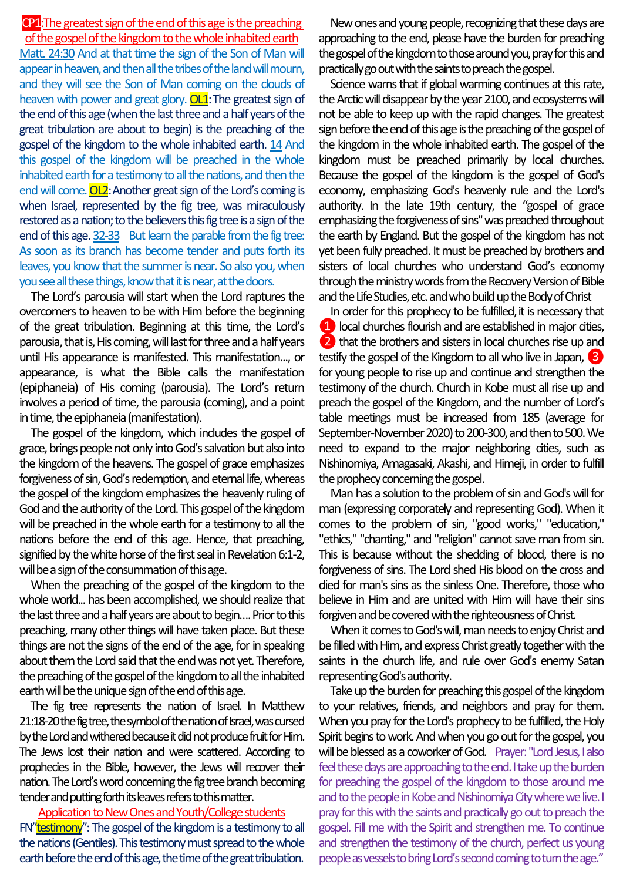## CP1: The greatest sign of the end of this age is the preaching of the gospel of the kingdom to the whole inhabited earth

Matt. 24:30 And at that time the sign of the Son of Man will appear in heaven, and then all the tribes of the land will mourn, and they will see the Son of Man coming on the clouds of heaven with power and great glory. **OL1**: The greatest sign of the end of this age (when the last three and a half years of the great tribulation are about to begin) is the preaching of the gospel of the kingdom to the whole inhabited earth. 14 And this gospel of the kingdom will be preached in the whole inhabited earth for a testimony to all the nations, and then the end will come. **OL2**: Another great sign of the Lord's coming is when Israel, represented by the fig tree, was miraculously restored as a nation; to the believers this fig tree is a sign of the end of this age. 32-33 But learn the parable from the fig tree: As soon as its branch has become tender and puts forth its leaves, you know that the summer is near. So also you, when you see all these things, know that it is near, at the doors.

The Lord's parousia will start when the Lord raptures the overcomers to heaven to be with Him before the beginning of the great tribulation. Beginning at this time, the Lord's parousia, that is, His coming, will last for three and a half years until His appearance is manifested. This manifestation..., or appearance, is what the Bible calls the manifestation (epiphaneia) of His coming (parousia). The Lord's return involves a period of time, the parousia (coming), and a point in time, the epiphaneia (manifestation).

The gospel of the kingdom, which includes the gospel of grace, brings people not only into God's salvation but also into the kingdom of the heavens. The gospel of grace emphasizes forgiveness of sin, God's redemption, and eternal life, whereas the gospel of the kingdom emphasizes the heavenly ruling of God and the authority of the Lord. This gospel of the kingdom will be preached in the whole earth for a testimony to all the nations before the end of this age. Hence, that preaching, signified by the white horse of the first seal in Revelation 6:1-2, will be a sign of the consummation of this age.

When the preaching of the gospel of the kingdom to the whole world... has been accomplished, we should realize that the last three and a half years are about to begin.... Prior to this preaching, many other things will have taken place. But these things are not the signs of the end of the age, for in speaking about them the Lord said that the end was not yet. Therefore, the preaching of the gospel of the kingdom to all the inhabited earth will be the unique sign of the end of this age.

The fig tree represents the nation of Israel. In Matthew 21:18-20 the fig tree, the symbol of the nation of Israel, was cursed by the Lord and withered because it did not produce fruit for Him. The Jews lost their nation and were scattered. According to prophecies in the Bible, however, the Jews will recover their nation. The Lord's word concerning the fig tree branch becoming tender and putting forth its leaves refers to this matter.

### Application to New Ones and Youth/College students

FN"**testimony**": The gospel of the kingdom is a testimony to all the nations (Gentiles). This testimony must spread to the whole earth before the end of this age, the time of the great tribulation.

New ones and young people, recognizing that these days are approaching to the end, please have the burden for preaching the gospel of the kingdom to those around you, pray for this and practically go out with the saints to preach the gospel.

Science warns that if global warming continues at this rate, the Arctic will disappear by the year 2100, and ecosystems will not be able to keep up with the rapid changes. The greatest sign before the end of this age is the preaching of the gospel of the kingdom in the whole inhabited earth. The gospel of the kingdom must be preached primarily by local churches. Because the gospel of the kingdom is the gospel of God's economy, emphasizing God's heavenly rule and the Lord's authority. In the late 19th century, the "gospel of grace emphasizing the forgiveness of sins" was preached throughout the earth by England. But the gospel of the kingdom has not yet been fully preached. It must be preached by brothers and sisters of local churches who understand God's economy through the ministry words from the Recovery Version of Bible and the Life Studies, etc. and who build up the Body of Christ

In order for this prophecy to be fulfilled, it is necessary that ❶ local churches flourish and are established in major cities, ❷ that the brothers and sisters in local churches rise up and testify the gospel of the Kingdom to all who live in Japan, ❸ for young people to rise up and continue and strengthen the testimony of the church. Church in Kobe must all rise up and preach the gospel of the Kingdom, and the number of Lord's table meetings must be increased from 185 (average for September-November 2020) to 200-300, and then to 500. We need to expand to the major neighboring cities, such as Nishinomiya, Amagasaki, Akashi, and Himeji, in order to fulfill the prophecy concerning the gospel.

Man has a solution to the problem of sin and God's will for man (expressing corporately and representing God). When it comes to the problem of sin, "good works," "education," "ethics," "chanting," and "religion" cannot save man from sin. This is because without the shedding of blood, there is no forgiveness of sins. The Lord shed His blood on the cross and died for man's sins as the sinless One. Therefore, those who believe in Him and are united with Him will have their sins forgiven and be covered with the righteousness of Christ.

When it comes to God's will, man needs to enjoy Christ and be filled with Him, and express Christ greatly together with the saints in the church life, and rule over God's enemy Satan representing God's authority.

Take up the burden for preaching this gospel of the kingdom to your relatives, friends, and neighbors and pray for them. When you pray for the Lord's prophecy to be fulfilled, the Holy Spirit begins to work. And when you go out for the gospel, you will be blessed as a coworker of God. Prayer: "Lord Jesus, I also feel these days are approaching to the end. I take up the burden for preaching the gospel of the kingdom to those around me and to the people in Kobe and Nishinomiya City where we live. I pray for this with the saints and practically go out to preach the gospel. Fill me with the Spirit and strengthen me. To continue and strengthen the testimony of the church, perfect us young people as vessels to bring Lord's second coming to turn the age."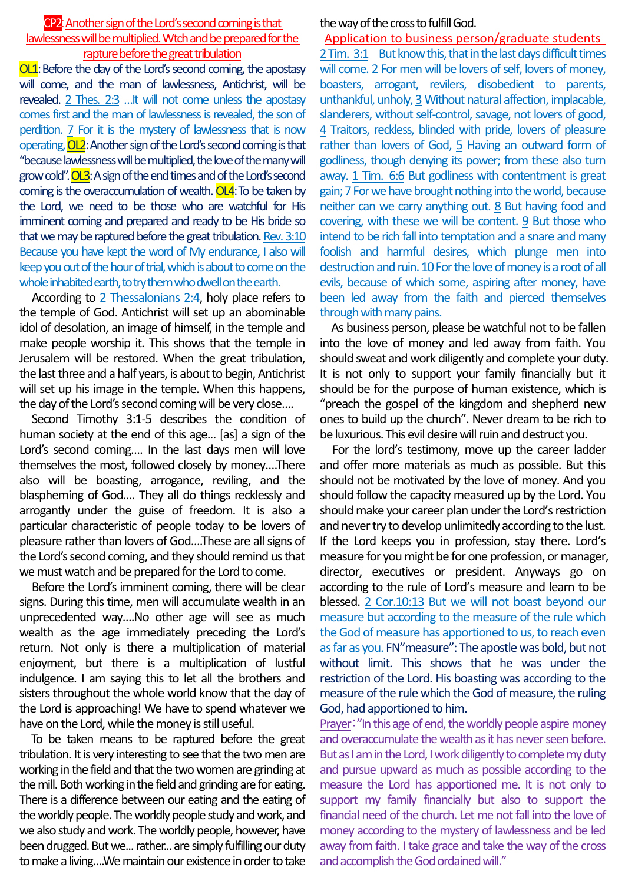**CP2: Another sign of the Lord's second coming is that lawlessness will be multiplied. Wtch and be prepared for the rapture before the great tribulation**

**OL1**: Before the day of the Lord's second coming, the apostasy will come, and the man of lawlessness, Antichrist, will be revealed. 2 Thes. 2:3 …It will not come unless the apostasy comes first and the man of lawlessness is revealed, the son of perdition. 7 For it is the mystery of lawlessness that is now operating, **OL2**: Another sign of the Lord's second coming is that "because lawlessness will be multiplied, the love of the many will grow cold". **OL3**: A sign of the end times and of the Lord's second coming is the overaccumulation of wealth. **OL4**: To be taken by the Lord, we need to be those who are watchful for His imminent coming and prepared and ready to be His bride so that we may be raptured before the great tribulation. Rev. 3:10 Because you have kept the word of My endurance, I also will keep you out of the hour of trial, which is about to come on the whole inhabited earth, to try them who dwell on the earth.

According to 2 Thessalonians 2:4, holy place refers to the temple of God. Antichrist will set up an abominable idol of desolation, an image of himself, in the temple and make people worship it. This shows that the temple in Jerusalem will be restored. When the great tribulation, the last three and a half years, is about to begin, Antichrist will set up his image in the temple. When this happens, the day of the Lord's second coming will be very close….

Second Timothy 3:1-5 describes the condition of human society at the end of this age… [as] a sign of the Lord's second coming…. In the last days men will love themselves the most, followed closely by money….There also will be boasting, arrogance, reviling, and the blaspheming of God…. They all do things recklessly and arrogantly under the guise of freedom. It is also a particular characteristic of people today to be lovers of pleasure rather than lovers of God….These are all signs of the Lord's second coming, and they should remind us that we must watch and be prepared for the Lord to come.

Before the Lord's imminent coming, there will be clear signs. During this time, men will accumulate wealth in an unprecedented way….No other age will see as much wealth as the age immediately preceding the Lord's return. Not only is there a multiplication of material enjoyment, but there is a multiplication of lustful indulgence. I am saying this to let all the brothers and sisters throughout the whole world know that the day of the Lord is approaching! We have to spend whatever we have on the Lord, while the money is still useful.

To be taken means to be raptured before the great tribulation. It is very interesting to see that the two men are working in the field and that the two women are grinding at the mill. Both working in the field and grinding are for eating. There is a difference between our eating and the eating of the worldly people. The worldly people study and work, and we also study and work. The worldly people, however, have been drugged. But we… rather… are simply fulfilling our duty to make a living….We maintain our existence in order to take the way of the cross to fulfill God.

**Application to business person/graduate students**

2 Tim. 3:1 But know this, that in the last days difficult times will come. 2 For men will be lovers of self, lovers of money, boasters, arrogant, revilers, disobedient to parents, unthankful, unholy, 3 Without natural affection, implacable, slanderers, without self-control, savage, not lovers of good, 4 Traitors, reckless, blinded with pride, lovers of pleasure rather than lovers of God, 5 Having an outward form of godliness, though denying its power; from these also turn away. 1 Tim. 6:6 But godliness with contentment is great gain; 7 For we have brought nothing into the world, because neither can we carry anything out. 8 But having food and covering, with these we will be content. 9 But those who intend to be rich fall into temptation and a snare and many foolish and harmful desires, which plunge men into destruction and ruin. 10 For the love of money is a root of all evils, because of which some, aspiring after money, have been led away from the faith and pierced themselves through with many pains.

As business person, please be watchful not to be fallen into the love of money and led away from faith. You should sweat and work diligently and complete your duty. It is not only to support your family financially but it should be for the purpose of human existence, which is "preach the gospel of the kingdom and shepherd new ones to build up the church". Never dream to be rich to be luxurious. This evil desire will ruin and destruct you.

For the lord's testimony, move up the career ladder and offer more materials as much as possible. But this should not be motivated by the love of money. And you should follow the capacity measured up by the Lord. You should make your career plan under the Lord's restriction and never try to develop unlimitedly according to the lust. If the Lord keeps you in profession, stay there. Lord's measure for you might be for one profession, or manager, director, executives or president. Anyways go on according to the rule of Lord's measure and learn to be blessed. 2 Cor.10:13 But we will not boast beyond our measure but according to the measure of the rule which the God of measure has apportioned to us, to reach even as far as you. FN"measure": The apostle was bold, but not without limit. This shows that he was under the restriction of the Lord. His boasting was according to the measure of the rule which the God of measure, the ruling God, had apportioned to him.

Prayer："In this age of end, the worldly people aspire money and overaccumulate the wealth as it has never seen before. But as I am in the Lord, I work diligently to complete my duty and pursue upward as much as possible according to the measure the Lord has apportioned me. It is not only to support my family financially but also to support the financial need of the church. Let me not fall into the love of money according to the mystery of lawlessness and be led away from faith. I take grace and take the way of the cross and accomplish the God ordained will."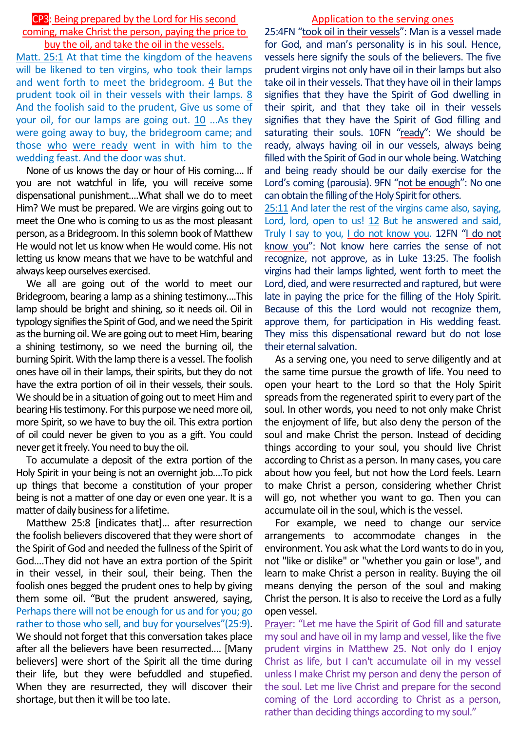## CP3: Being prepared by the Lord for His second coming, make Christ the person, paying the price to buy the oil, and take the oil in the vessels.

Matt. 25:1 At that time the kingdom of the heavens will be likened to ten virgins, who took their lamps and went forth to meet the bridegroom. 4 But the prudent took oil in their vessels with their lamps. 8 And the foolish said to the prudent, Give us some of your oil, for our lamps are going out. 10 ...As they were going away to buy, the bridegroom came; and those who were ready went in with him to the wedding feast. And the door was shut.

None of us knows the day or hour of His coming.... If you are not watchful in life, you will receive some dispensational punishment....What shall we do to meet Him? We must be prepared. We are virgins going out to meet the One who is coming to us as the most pleasant person, as a Bridegroom. In this solemn book of Matthew He would not let us know when He would come. His not letting us know means that we have to be watchful and always keep ourselves exercised.

We all are going out of the world to meet our Bridegroom, bearing a lamp as a shining testimony....This lamp should be bright and shining, so it needs oil. Oil in typology signifies the Spirit of God, and we need the Spirit as the burning oil. We are going out to meet Him, bearing a shining testimony, so we need the burning oil, the burning Spirit. With the lamp there is a vessel. The foolish ones have oil in their lamps, their spirits, but they do not have the extra portion of oil in their vessels, their souls. We should be in a situation of going out to meet Him and bearing His testimony. For this purpose we need more oil, more Spirit, so we have to buy the oil. This extra portion of oil could never be given to you as a gift. You could never get it freely. You need to buy the oil.

To accumulate a deposit of the extra portion of the Holy Spirit in your being is not an overnight job....To pick up things that become a constitution of your proper being is not a matter of one day or even one year. It is a matter of daily business for a lifetime.

Matthew 25:8 [indicates that]... after resurrection the foolish believers discovered that they were short of the Spirit of God and needed the fullness of the Spirit of God....They did not have an extra portion of the Spirit in their vessel, in their soul, their being. Then the foolish ones begged the prudent ones to help by giving them some oil. "But the prudent answered, saying, Perhaps there will not be enough for us and for you; go rather to those who sell, and buy for yourselves"(25:9). We should not forget that this conversation takes place after all the believers have been resurrected.... [Many believers] were short of the Spirit all the time during their life, but they were befuddled and stupefied. When they are resurrected, they will discover their shortage, but then it will be too late.

## Application to the serving ones

25:4FN "took oil in their vessels": Man is a vessel made for God, and man's personality is in his soul. Hence, vessels here signify the souls of the believers. The five prudent virgins not only have oil in their lamps but also take oil in their vessels. That they have oil in their lamps signifies that they have the Spirit of God dwelling in their spirit, and that they take oil in their vessels signifies that they have the Spirit of God filling and saturating their souls. 10FN "ready": We should be ready, always having oil in our vessels, always being filled with the Spirit of God in our whole being. Watching and being ready should be our daily exercise for the Lord's coming (parousia). 9FN "not be enough": No one can obtain the filling of the Holy Spirit for others.

25:11 And later the rest of the virgins came also, saying, Lord, lord, open to us! 12 But he answered and said, Truly I say to you, I do not know you. 12FN "I do not know you": Not know here carries the sense of not recognize, not approve, as in Luke 13:25. The foolish virgins had their lamps lighted, went forth to meet the Lord, died, and were resurrected and raptured, but were late in paying the price for the filling of the Holy Spirit. Because of this the Lord would not recognize them, approve them, for participation in His wedding feast. They miss this dispensational reward but do not lose their eternal salvation.

As a serving one, you need to serve diligently and at the same time pursue the growth of life. You need to open your heart to the Lord so that the Holy Spirit spreads from the regenerated spirit to every part of the soul. In other words, you need to not only make Christ the enjoyment of life, but also deny the person of the soul and make Christ the person. Instead of deciding things according to your soul, you should live Christ according to Christ as a person. In many cases, you care about how you feel, but not how the Lord feels. Learn to make Christ a person, considering whether Christ will go, not whether you want to go. Then you can accumulate oil in the soul, which is the vessel.

For example, we need to change our service arrangements to accommodate changes in the environment. You ask what the Lord wants to do in you, not "like or dislike" or "whether you gain or lose", and learn to make Christ a person in reality. Buying the oil means denying the person of the soul and making Christ the person. It is also to receive the Lord as a fully open vessel.

Prayer: "Let me have the Spirit of God fill and saturate my soul and have oil in my lamp and vessel, like the five prudent virgins in Matthew 25. Not only do I enjoy Christ as life, but I can't accumulate oil in my vessel unless I make Christ my person and deny the person of the soul. Let me live Christ and prepare for the second coming of the Lord according to Christ as a person, rather than deciding things according to my soul."